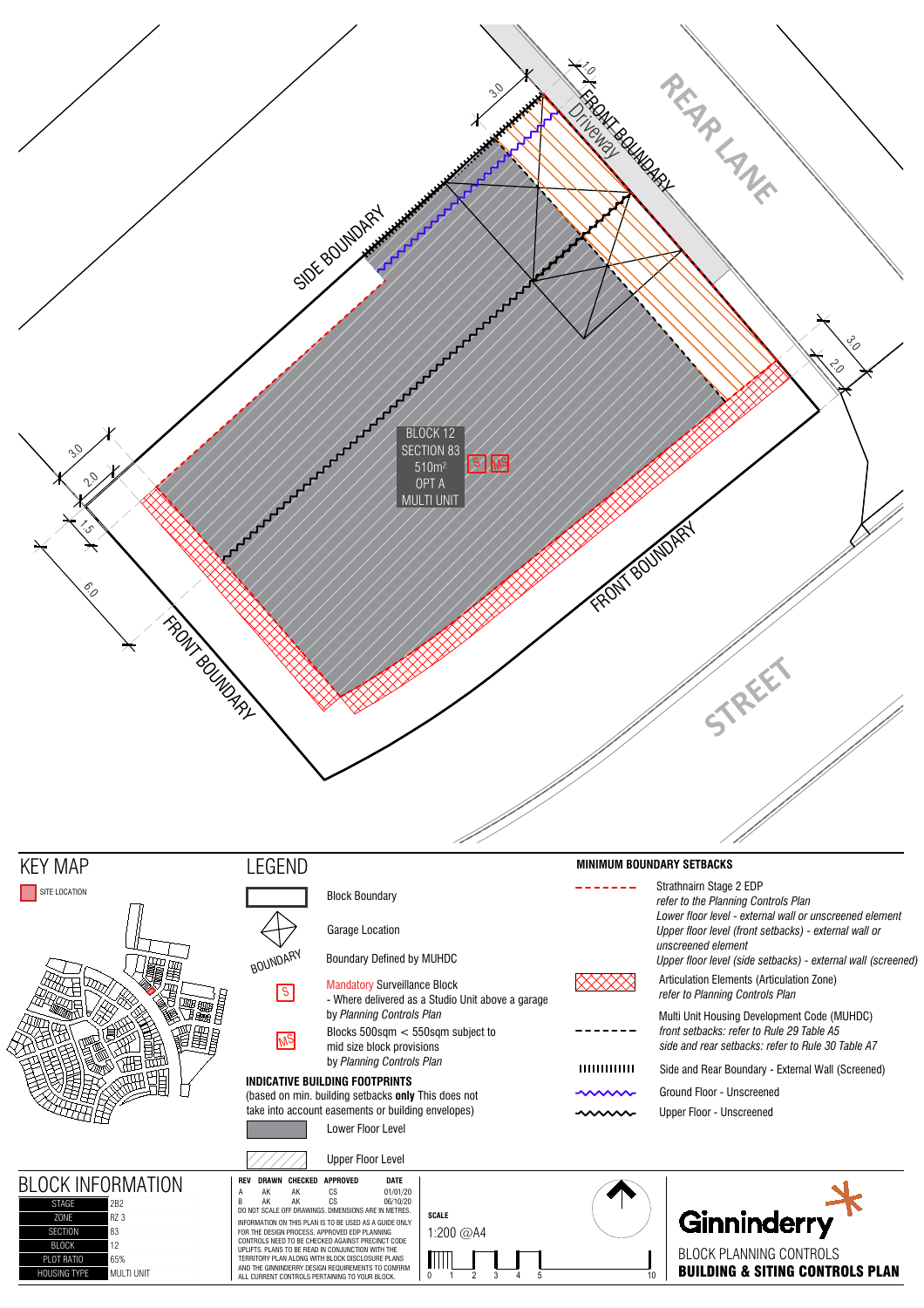REAR LANE

FRONT BOUNDARY

Driveway

SIDE BOUNDARY

FRONT BOUNDARY

FRONT BOUNDARY

STREET

BLOCK 12
SECTION 83
510m²
OPT A
MULTI UNIT

S MS

3.0 1.0 3.0 2.0 3.0 2.0 1.5 6.0

## KEY MAP

SITE LOCATION

## LEGEND

- Block Boundary
- Garage Location
- BOUNDARY — Boundary Defined by MUHDC
- S — Mandatory Surveillance Block
  - Where delivered as a Studio Unit above a garage by *Planning Controls Plan*
- MS — Blocks 500sqm < 550sqm subject to mid size block provisions by *Planning Controls Plan*

**INDICATIVE BUILDING FOOTPRINTS**
(based on min. building setbacks **only** This does not take into account easements or building envelopes)

- Lower Floor Level
- Upper Floor Level

**MINIMUM BOUNDARY SETBACKS**

- Strathnairn Stage 2 EDP
  *refer to the Planning Controls Plan*
  *Lower floor level - external wall or unscreened element*
  *Upper floor level (front setbacks) - external wall or unscreened element*
  *Upper floor level (side setbacks) - external wall (screened)*
- Articulation Elements (Articulation Zone)
  *refer to Planning Controls Plan*
- Multi Unit Housing Development Code (MUHDC)
  *front setbacks: refer to Rule 29 Table A5*
  *side and rear setbacks: refer to Rule 30 Table A7*
- Side and Rear Boundary - External Wall (Screened)
- Ground Floor - Unscreened
- Upper Floor - Unscreened

## BLOCK INFORMATION

| | |
|---|---|
| STAGE | 2B2 |
| ZONE | RZ 3 |
| SECTION | 83 |
| BLOCK | 12 |
| PLOT RATIO | 65% |
| HOUSING TYPE | MULTI UNIT |

| REV | DRAWN | CHECKED | APPROVED | DATE |
|---|---|---|---|---|
| A | AK | AK | CS | 01/01/20 |
| B | AK | AK | CS | 06/10/20 |

DO NOT SCALE OFF DRAWINGS. DIMENSIONS ARE IN METRES.

INFORMATION ON THIS PLAN IS TO BE USED AS A GUIDE ONLY FOR THE DESIGN PROCESS. APPROVED EDP PLANNING CONTROLS NEED TO BE CHECKED AGAINST PRECINCT CODE UPLIFTS. PLANS TO BE READ IN CONJUNCTION WITH THE TERRITORY PLAN ALONG WITH BLOCK DISCLOSURE PLANS AND THE GINNINDERRY DESIGN REQUIREMENTS TO CONFIRM ALL CURRENT CONTROLS PERTAINING TO YOUR BLOCK.

**SCALE**
1:200 @A4

0 1 2 3 4 5 10

Ginninderry
BLOCK PLANNING CONTROLS
**BUILDING & SITING CONTROLS PLAN**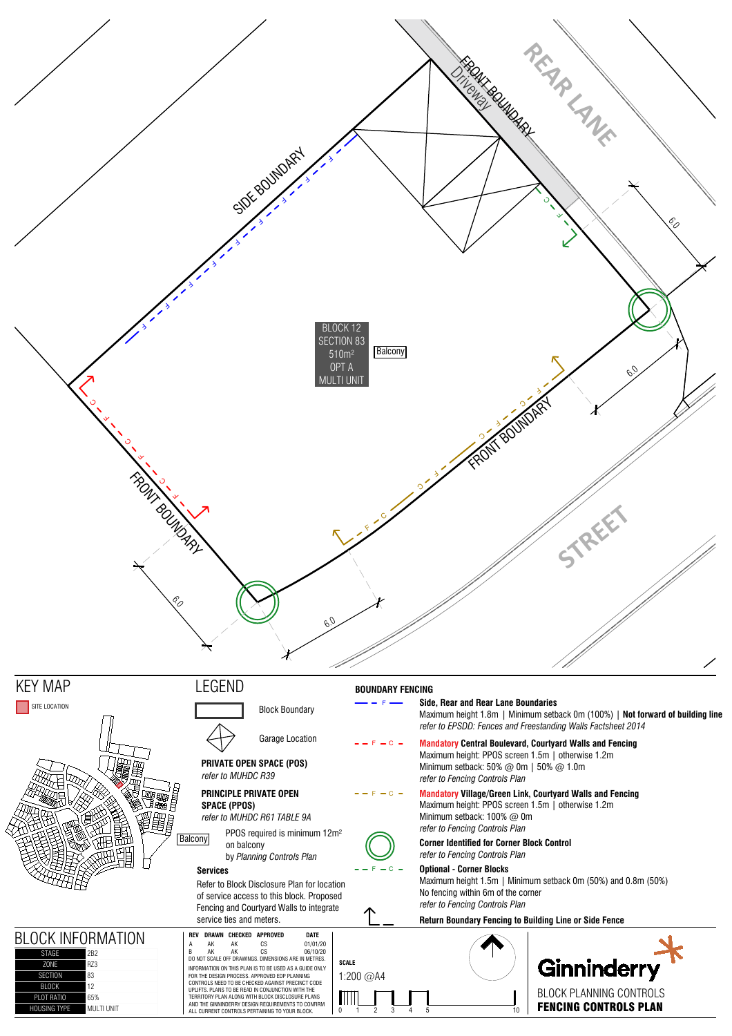REAR LANE

FRONT BOUNDARY

Driveway

SIDE BOUNDARY

6.0

BLOCK 12
SECTION 83
510m²
OPT A
MULTI UNIT

Balcony

6.0

FRONT BOUNDARY

FRONT BOUNDARY

STREET

6.0

6.0

## KEY MAP

SITE LOCATION

## LEGEND

Block Boundary

Garage Location

**PRIVATE OPEN SPACE (POS)**
*refer to MUHDC R39*

**PRINCIPLE PRIVATE OPEN SPACE (PPOS)**
*refer to MUHDC R61 TABLE 9A*

Balcony — PPOS required is minimum 12m² on balcony by *Planning Controls Plan*

**Services**

Refer to Block Disclosure Plan for location of service access to this block. Proposed Fencing and Courtyard Walls to integrate service ties and meters.

## BOUNDARY FENCING

**Side, Rear and Rear Lane Boundaries**
Maximum height 1.8m | Minimum setback 0m (100%) | **Not forward of building line**
*refer to EPSDD: Fences and Freestanding Walls Factsheet 2014*

**Mandatory Central Boulevard, Courtyard Walls and Fencing**
Maximum height: PPOS screen 1.5m | otherwise 1.2m
Minimum setback: 50% @ 0m | 50% @ 1.0m
*refer to Fencing Controls Plan*

**Mandatory Village/Green Link, Courtyard Walls and Fencing**
Maximum height: PPOS screen 1.5m | otherwise 1.2m
Minimum setback: 100% @ 0m
*refer to Fencing Controls Plan*

**Corner Identified for Corner Block Control**
*refer to Fencing Controls Plan*

**Optional - Corner Blocks**
Maximum height 1.5m | Minimum setback 0m (50%) and 0.8m (50%)
No fencing within 6m of the corner
*refer to Fencing Controls Plan*

**Return Boundary Fencing to Building Line or Side Fence**

## BLOCK INFORMATION

| | |
|---|---|
| STAGE | 2B2 |
| ZONE | RZ3 |
| SECTION | 83 |
| BLOCK | 12 |
| PLOT RATIO | 65% |
| HOUSING TYPE | MULTI UNIT |

| REV | DRAWN | CHECKED | APPROVED | DATE |
|---|---|---|---|---|
| A | AK | AK | CS | 01/01/20 |
| B | AK | AK | CS | 06/10/20 |

DO NOT SCALE OFF DRAWINGS. DIMENSIONS ARE IN METRES.

INFORMATION ON THIS PLAN IS TO BE USED AS A GUIDE ONLY FOR THE DESIGN PROCESS. APPROVED EDP PLANNING CONTROLS NEED TO BE CHECKED AGAINST PRECINCT CODE UPLIFTS. PLANS TO BE READ IN CONJUNCTION WITH THE TERRITORY PLAN ALONG WITH BLOCK DISCLOSURE PLANS AND THE GINNINDERRY DESIGN REQUIREMENTS TO CONFIRM ALL CURRENT CONTROLS PERTAINING TO YOUR BLOCK.

**SCALE**
1:200 @A4

0 1 2 3 4 5 10

Ginninderry

BLOCK PLANNING CONTROLS
**FENCING CONTROLS PLAN**